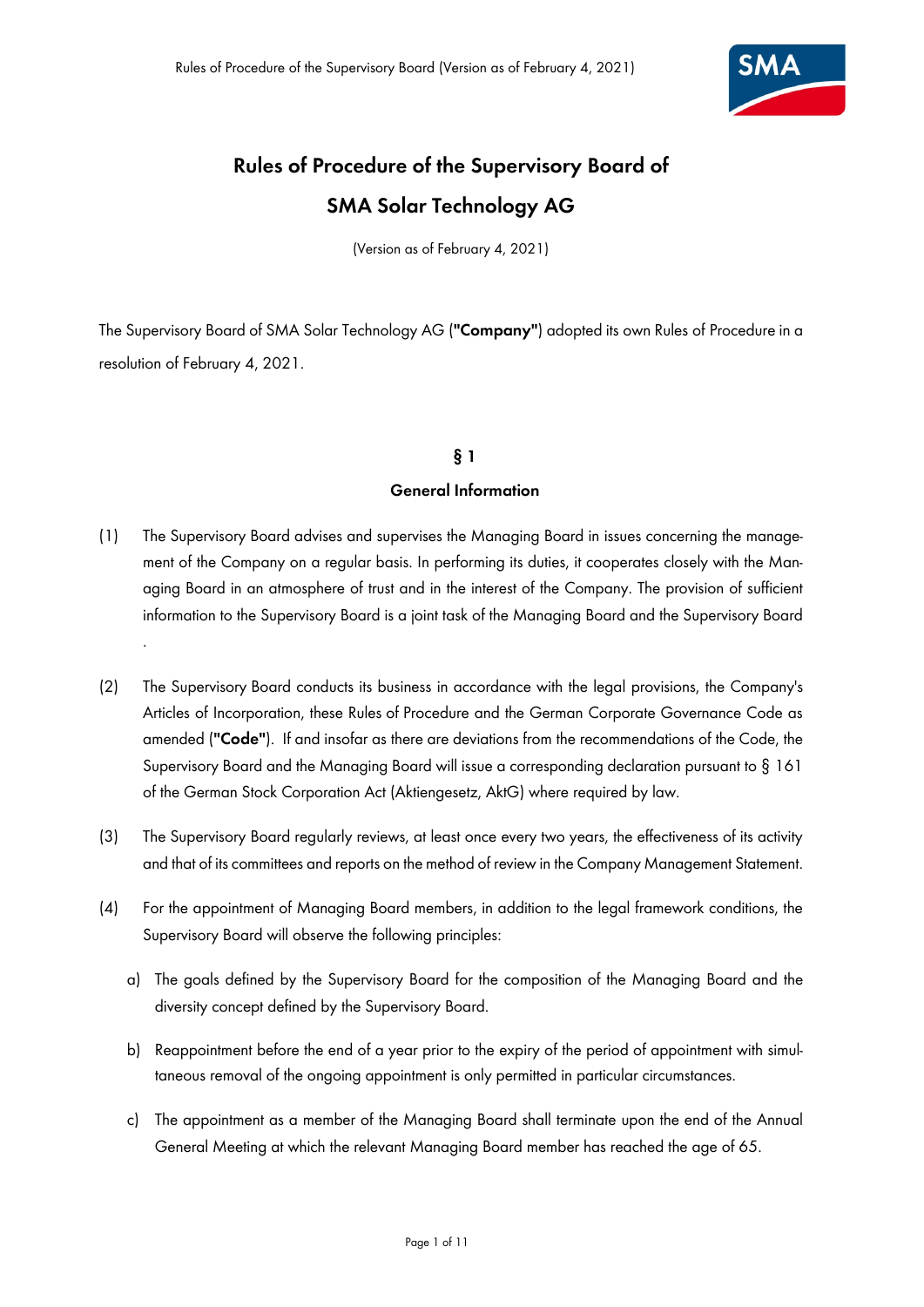# Rules of Procedure of the Supervisory Board of SMA Solar Technology AG

(Version as of February 4, 2021)

The Supervisory Board of SMA Solar Technology AG (**"Company"**) adopted its own Rules of Procedure in a resolution of February 4, 2021.

## § 1

## General Information

(1) The Supervisory Board advises and supervises the Managing Board in issues concerning the management of the Company on a regular basis. In performing its duties, it cooperates closely with the Managing Board in an atmosphere of trust and in the interest of the Company. The provision of sufficient information to the Supervisory Board is a joint task of the Managing Board and the Supervisory Board .

(2) The Supervisory Board conducts its business in accordance with the legal provisions, the Company's Articles of Incorporation, these Rules of Procedure and the German Corporate Governance Code as amended (**"Code"**). If and insofar as there are deviations from the recommendations of the Code, the Supervisory Board and the Managing Board will issue a corresponding declaration pursuant to § 161 of the German Stock Corporation Act (Aktiengesetz, AktG) where required by law.

(3) The Supervisory Board regularly reviews, at least once every two years, the effectiveness of its activity and that of its committees and reports on the method of review in the Company Management Statement.

(4) For the appointment of Managing Board members, in addition to the legal framework conditions, the Supervisory Board will observe the following principles:

a) The goals defined by the Supervisory Board for the composition of the Managing Board and the diversity concept defined by the Supervisory Board.

b) Reappointment before the end of a year prior to the expiry of the period of appointment with simultaneous removal of the ongoing appointment is only permitted in particular circumstances.

c) The appointment as a member of the Managing Board shall terminate upon the end of the Annual General Meeting at which the relevant Managing Board member has reached the age of 65.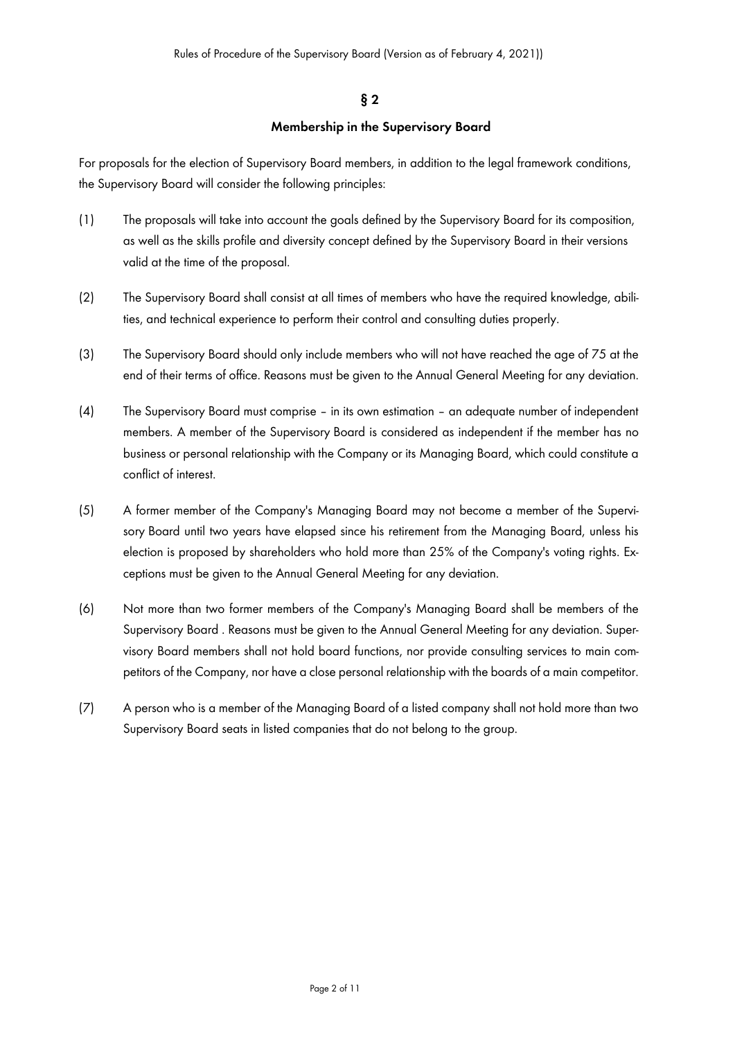## § 2

### Membership in the Supervisory Board

For proposals for the election of Supervisory Board members, in addition to the legal framework conditions, the Supervisory Board will consider the following principles:

(1) The proposals will take into account the goals defined by the Supervisory Board for its composition, as well as the skills profile and diversity concept defined by the Supervisory Board in their versions valid at the time of the proposal.

(2) The Supervisory Board shall consist at all times of members who have the required knowledge, abilities, and technical experience to perform their control and consulting duties properly.

(3) The Supervisory Board should only include members who will not have reached the age of 75 at the end of their terms of office. Reasons must be given to the Annual General Meeting for any deviation.

(4) The Supervisory Board must comprise – in its own estimation – an adequate number of independent members. A member of the Supervisory Board is considered as independent if the member has no business or personal relationship with the Company or its Managing Board, which could constitute a conflict of interest.

(5) A former member of the Company's Managing Board may not become a member of the Supervisory Board until two years have elapsed since his retirement from the Managing Board, unless his election is proposed by shareholders who hold more than 25% of the Company's voting rights. Exceptions must be given to the Annual General Meeting for any deviation.

(6) Not more than two former members of the Company's Managing Board shall be members of the Supervisory Board . Reasons must be given to the Annual General Meeting for any deviation. Supervisory Board members shall not hold board functions, nor provide consulting services to main competitors of the Company, nor have a close personal relationship with the boards of a main competitor.

(7) A person who is a member of the Managing Board of a listed company shall not hold more than two Supervisory Board seats in listed companies that do not belong to the group.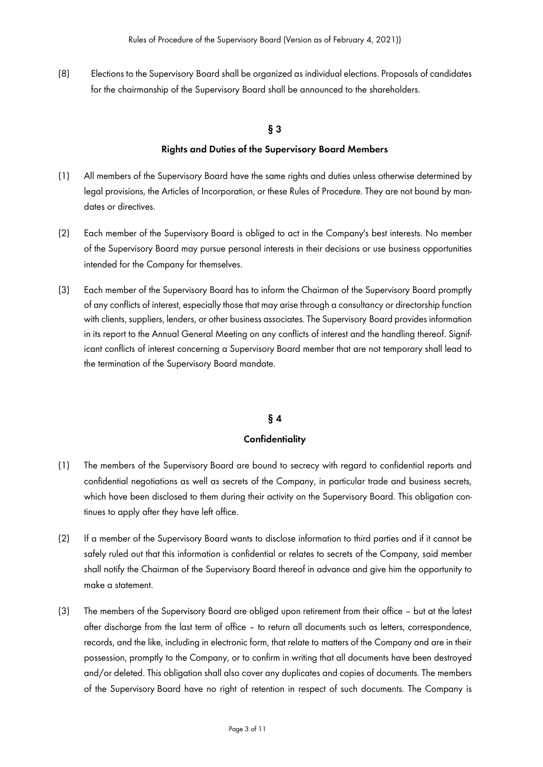(8) Elections to the Supervisory Board shall be organized as individual elections. Proposals of candidates for the chairmanship of the Supervisory Board shall be announced to the shareholders.

## § 3

## Rights and Duties of the Supervisory Board Members

(1) All members of the Supervisory Board have the same rights and duties unless otherwise determined by legal provisions, the Articles of Incorporation, or these Rules of Procedure. They are not bound by mandates or directives.

(2) Each member of the Supervisory Board is obliged to act in the Company's best interests. No member of the Supervisory Board may pursue personal interests in their decisions or use business opportunities intended for the Company for themselves.

(3) Each member of the Supervisory Board has to inform the Chairman of the Supervisory Board promptly of any conflicts of interest, especially those that may arise through a consultancy or directorship function with clients, suppliers, lenders, or other business associates. The Supervisory Board provides information in its report to the Annual General Meeting on any conflicts of interest and the handling thereof. Significant conflicts of interest concerning a Supervisory Board member that are not temporary shall lead to the termination of the Supervisory Board mandate.

## § 4

## Confidentiality

(1) The members of the Supervisory Board are bound to secrecy with regard to confidential reports and confidential negotiations as well as secrets of the Company, in particular trade and business secrets, which have been disclosed to them during their activity on the Supervisory Board. This obligation continues to apply after they have left office.

(2) If a member of the Supervisory Board wants to disclose information to third parties and if it cannot be safely ruled out that this information is confidential or relates to secrets of the Company, said member shall notify the Chairman of the Supervisory Board thereof in advance and give him the opportunity to make a statement.

(3) The members of the Supervisory Board are obliged upon retirement from their office – but at the latest after discharge from the last term of office – to return all documents such as letters, correspondence, records, and the like, including in electronic form, that relate to matters of the Company and are in their possession, promptly to the Company, or to confirm in writing that all documents have been destroyed and/or deleted. This obligation shall also cover any duplicates and copies of documents. The members of the Supervisory Board have no right of retention in respect of such documents. The Company is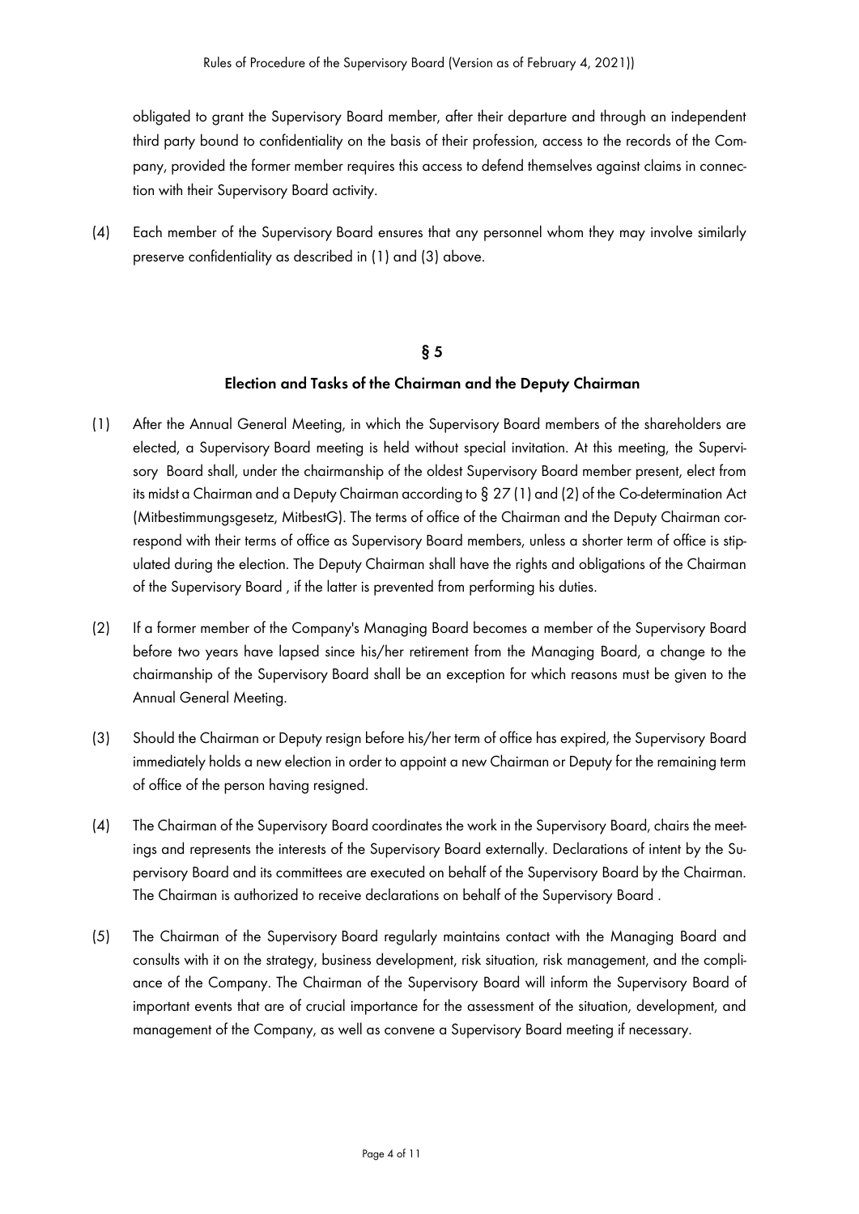obligated to grant the Supervisory Board member, after their departure and through an independent third party bound to confidentiality on the basis of their profession, access to the records of the Company, provided the former member requires this access to defend themselves against claims in connection with their Supervisory Board activity.

(4) Each member of the Supervisory Board ensures that any personnel whom they may involve similarly preserve confidentiality as described in (1) and (3) above.

## § 5

## Election and Tasks of the Chairman and the Deputy Chairman

(1) After the Annual General Meeting, in which the Supervisory Board members of the shareholders are elected, a Supervisory Board meeting is held without special invitation. At this meeting, the Supervisory Board shall, under the chairmanship of the oldest Supervisory Board member present, elect from its midst a Chairman and a Deputy Chairman according to § 27 (1) and (2) of the Co-determination Act (Mitbestimmungsgesetz, MitbestG). The terms of office of the Chairman and the Deputy Chairman correspond with their terms of office as Supervisory Board members, unless a shorter term of office is stipulated during the election. The Deputy Chairman shall have the rights and obligations of the Chairman of the Supervisory Board , if the latter is prevented from performing his duties.

(2) If a former member of the Company's Managing Board becomes a member of the Supervisory Board before two years have lapsed since his/her retirement from the Managing Board, a change to the chairmanship of the Supervisory Board shall be an exception for which reasons must be given to the Annual General Meeting.

(3) Should the Chairman or Deputy resign before his/her term of office has expired, the Supervisory Board immediately holds a new election in order to appoint a new Chairman or Deputy for the remaining term of office of the person having resigned.

(4) The Chairman of the Supervisory Board coordinates the work in the Supervisory Board, chairs the meetings and represents the interests of the Supervisory Board externally. Declarations of intent by the Supervisory Board and its committees are executed on behalf of the Supervisory Board by the Chairman. The Chairman is authorized to receive declarations on behalf of the Supervisory Board .

(5) The Chairman of the Supervisory Board regularly maintains contact with the Managing Board and consults with it on the strategy, business development, risk situation, risk management, and the compliance of the Company. The Chairman of the Supervisory Board will inform the Supervisory Board of important events that are of crucial importance for the assessment of the situation, development, and management of the Company, as well as convene a Supervisory Board meeting if necessary.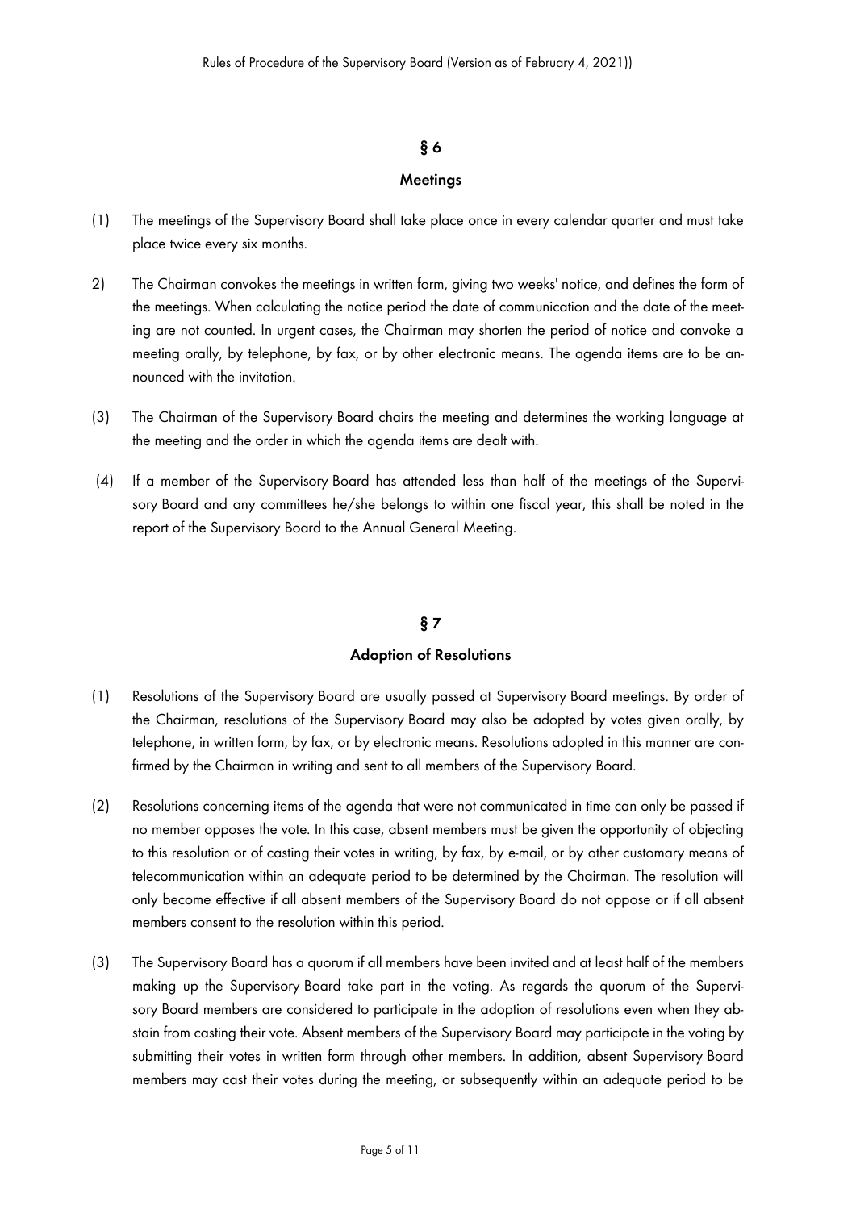## § 6

### Meetings

(1) The meetings of the Supervisory Board shall take place once in every calendar quarter and must take place twice every six months.

2) The Chairman convokes the meetings in written form, giving two weeks' notice, and defines the form of the meetings. When calculating the notice period the date of communication and the date of the meeting are not counted. In urgent cases, the Chairman may shorten the period of notice and convoke a meeting orally, by telephone, by fax, or by other electronic means. The agenda items are to be announced with the invitation.

(3) The Chairman of the Supervisory Board chairs the meeting and determines the working language at the meeting and the order in which the agenda items are dealt with.

(4) If a member of the Supervisory Board has attended less than half of the meetings of the Supervisory Board and any committees he/she belongs to within one fiscal year, this shall be noted in the report of the Supervisory Board to the Annual General Meeting.

## § 7

### Adoption of Resolutions

(1) Resolutions of the Supervisory Board are usually passed at Supervisory Board meetings. By order of the Chairman, resolutions of the Supervisory Board may also be adopted by votes given orally, by telephone, in written form, by fax, or by electronic means. Resolutions adopted in this manner are confirmed by the Chairman in writing and sent to all members of the Supervisory Board.

(2) Resolutions concerning items of the agenda that were not communicated in time can only be passed if no member opposes the vote. In this case, absent members must be given the opportunity of objecting to this resolution or of casting their votes in writing, by fax, by e-mail, or by other customary means of telecommunication within an adequate period to be determined by the Chairman. The resolution will only become effective if all absent members of the Supervisory Board do not oppose or if all absent members consent to the resolution within this period.

(3) The Supervisory Board has a quorum if all members have been invited and at least half of the members making up the Supervisory Board take part in the voting. As regards the quorum of the Supervisory Board members are considered to participate in the adoption of resolutions even when they abstain from casting their vote. Absent members of the Supervisory Board may participate in the voting by submitting their votes in written form through other members. In addition, absent Supervisory Board members may cast their votes during the meeting, or subsequently within an adequate period to be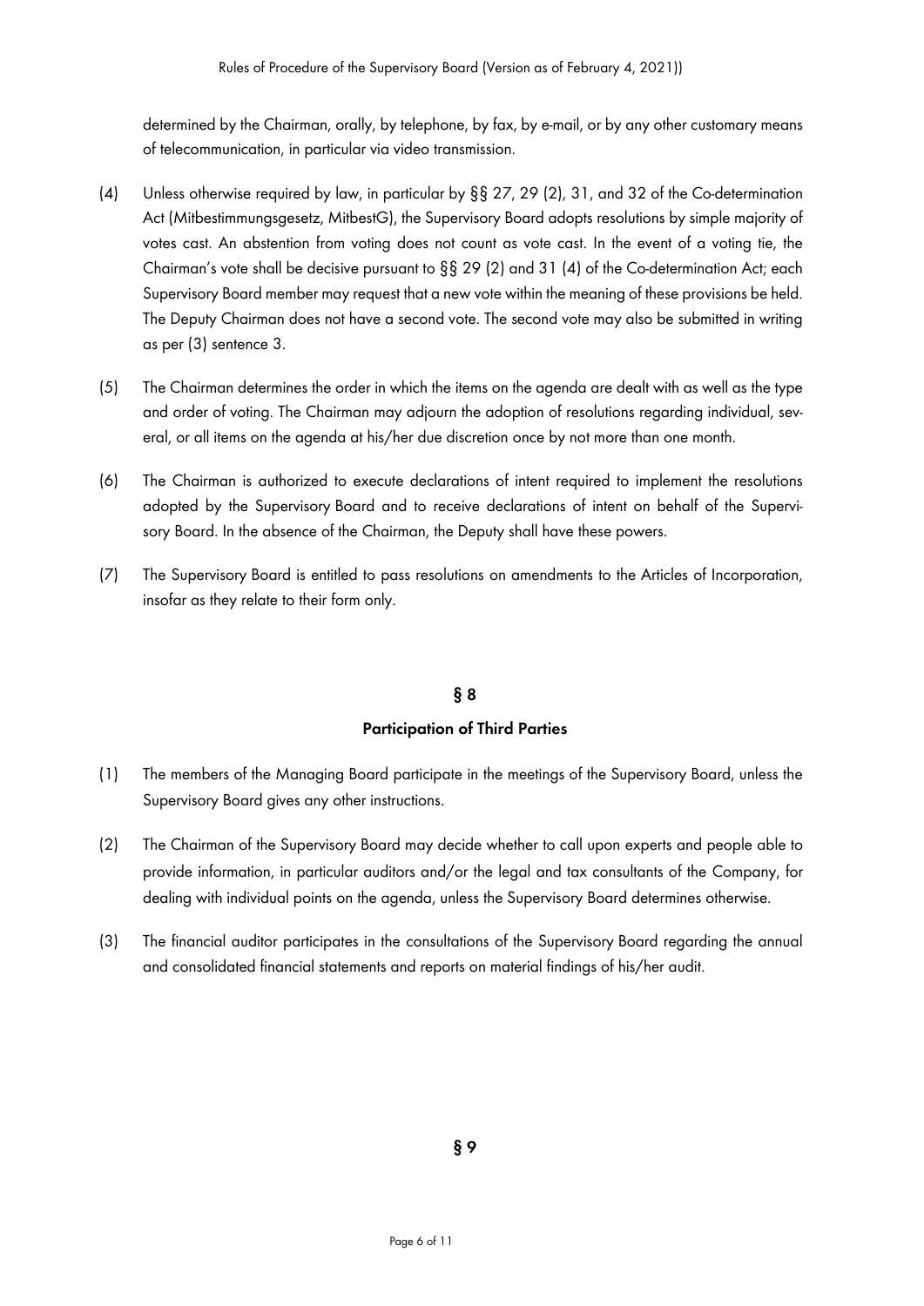determined by the Chairman, orally, by telephone, by fax, by e-mail, or by any other customary means of telecommunication, in particular via video transmission.

(4) Unless otherwise required by law, in particular by §§ 27, 29 (2), 31, and 32 of the Co-determination Act (Mitbestimmungsgesetz, MitbestG), the Supervisory Board adopts resolutions by simple majority of votes cast. An abstention from voting does not count as vote cast. In the event of a voting tie, the Chairman's vote shall be decisive pursuant to §§ 29 (2) and 31 (4) of the Co-determination Act; each Supervisory Board member may request that a new vote within the meaning of these provisions be held. The Deputy Chairman does not have a second vote. The second vote may also be submitted in writing as per (3) sentence 3.

(5) The Chairman determines the order in which the items on the agenda are dealt with as well as the type and order of voting. The Chairman may adjourn the adoption of resolutions regarding individual, several, or all items on the agenda at his/her due discretion once by not more than one month.

(6) The Chairman is authorized to execute declarations of intent required to implement the resolutions adopted by the Supervisory Board and to receive declarations of intent on behalf of the Supervisory Board. In the absence of the Chairman, the Deputy shall have these powers.

(7) The Supervisory Board is entitled to pass resolutions on amendments to the Articles of Incorporation, insofar as they relate to their form only.

## § 8

## Participation of Third Parties

(1) The members of the Managing Board participate in the meetings of the Supervisory Board, unless the Supervisory Board gives any other instructions.

(2) The Chairman of the Supervisory Board may decide whether to call upon experts and people able to provide information, in particular auditors and/or the legal and tax consultants of the Company, for dealing with individual points on the agenda, unless the Supervisory Board determines otherwise.

(3) The financial auditor participates in the consultations of the Supervisory Board regarding the annual and consolidated financial statements and reports on material findings of his/her audit.

## § 9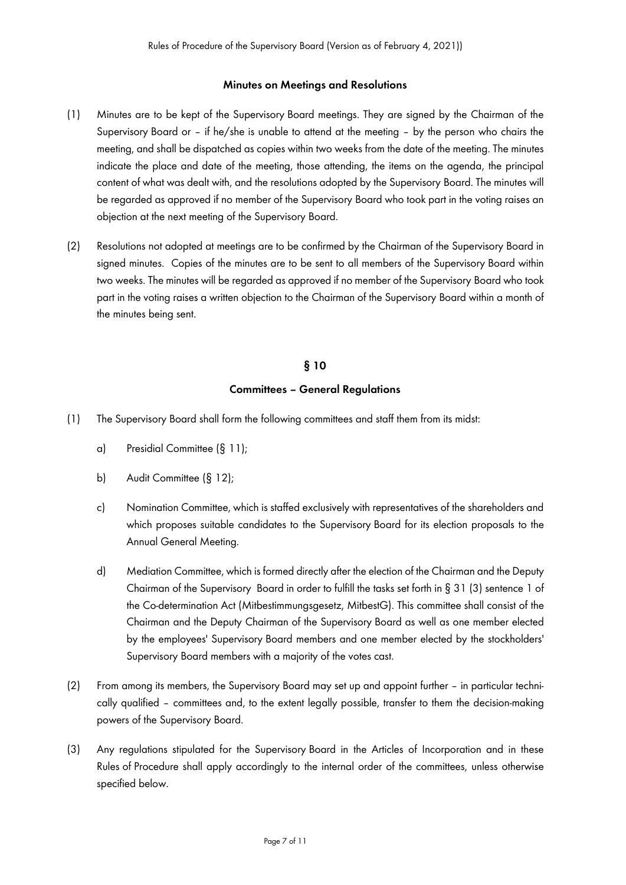### Minutes on Meetings and Resolutions

(1) Minutes are to be kept of the Supervisory Board meetings. They are signed by the Chairman of the Supervisory Board or – if he/she is unable to attend at the meeting – by the person who chairs the meeting, and shall be dispatched as copies within two weeks from the date of the meeting. The minutes indicate the place and date of the meeting, those attending, the items on the agenda, the principal content of what was dealt with, and the resolutions adopted by the Supervisory Board. The minutes will be regarded as approved if no member of the Supervisory Board who took part in the voting raises an objection at the next meeting of the Supervisory Board.

(2) Resolutions not adopted at meetings are to be confirmed by the Chairman of the Supervisory Board in signed minutes. Copies of the minutes are to be sent to all members of the Supervisory Board within two weeks. The minutes will be regarded as approved if no member of the Supervisory Board who took part in the voting raises a written objection to the Chairman of the Supervisory Board within a month of the minutes being sent.

## § 10

### Committees – General Regulations

(1) The Supervisory Board shall form the following committees and staff them from its midst:

a) Presidial Committee (§ 11);

b) Audit Committee (§ 12);

c) Nomination Committee, which is staffed exclusively with representatives of the shareholders and which proposes suitable candidates to the Supervisory Board for its election proposals to the Annual General Meeting.

d) Mediation Committee, which is formed directly after the election of the Chairman and the Deputy Chairman of the Supervisory Board in order to fulfill the tasks set forth in § 31 (3) sentence 1 of the Co-determination Act (Mitbestimmungsgesetz, MitbestG). This committee shall consist of the Chairman and the Deputy Chairman of the Supervisory Board as well as one member elected by the employees' Supervisory Board members and one member elected by the stockholders' Supervisory Board members with a majority of the votes cast.

(2) From among its members, the Supervisory Board may set up and appoint further – in particular technically qualified – committees and, to the extent legally possible, transfer to them the decision-making powers of the Supervisory Board.

(3) Any regulations stipulated for the Supervisory Board in the Articles of Incorporation and in these Rules of Procedure shall apply accordingly to the internal order of the committees, unless otherwise specified below.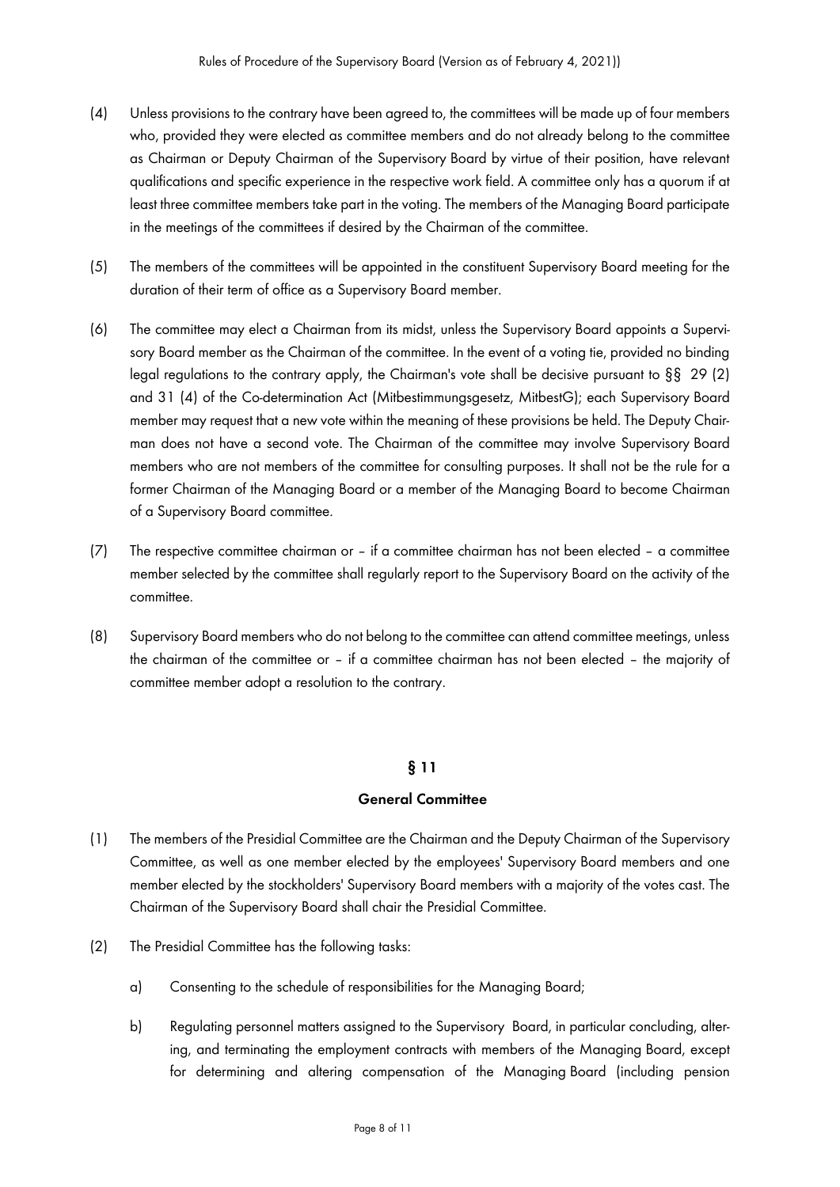(4) Unless provisions to the contrary have been agreed to, the committees will be made up of four members who, provided they were elected as committee members and do not already belong to the committee as Chairman or Deputy Chairman of the Supervisory Board by virtue of their position, have relevant qualifications and specific experience in the respective work field. A committee only has a quorum if at least three committee members take part in the voting. The members of the Managing Board participate in the meetings of the committees if desired by the Chairman of the committee.

(5) The members of the committees will be appointed in the constituent Supervisory Board meeting for the duration of their term of office as a Supervisory Board member.

(6) The committee may elect a Chairman from its midst, unless the Supervisory Board appoints a Supervisory Board member as the Chairman of the committee. In the event of a voting tie, provided no binding legal regulations to the contrary apply, the Chairman's vote shall be decisive pursuant to §§ 29 (2) and 31 (4) of the Co-determination Act (Mitbestimmungsgesetz, MitbestG); each Supervisory Board member may request that a new vote within the meaning of these provisions be held. The Deputy Chairman does not have a second vote. The Chairman of the committee may involve Supervisory Board members who are not members of the committee for consulting purposes. It shall not be the rule for a former Chairman of the Managing Board or a member of the Managing Board to become Chairman of a Supervisory Board committee.

(7) The respective committee chairman or – if a committee chairman has not been elected – a committee member selected by the committee shall regularly report to the Supervisory Board on the activity of the committee.

(8) Supervisory Board members who do not belong to the committee can attend committee meetings, unless the chairman of the committee or – if a committee chairman has not been elected – the majority of committee member adopt a resolution to the contrary.

## § 11

## General Committee

(1) The members of the Presidial Committee are the Chairman and the Deputy Chairman of the Supervisory Committee, as well as one member elected by the employees' Supervisory Board members and one member elected by the stockholders' Supervisory Board members with a majority of the votes cast. The Chairman of the Supervisory Board shall chair the Presidial Committee.

(2) The Presidial Committee has the following tasks:

   a) Consenting to the schedule of responsibilities for the Managing Board;

   b) Regulating personnel matters assigned to the Supervisory Board, in particular concluding, altering, and terminating the employment contracts with members of the Managing Board, except for determining and altering compensation of the Managing Board (including pension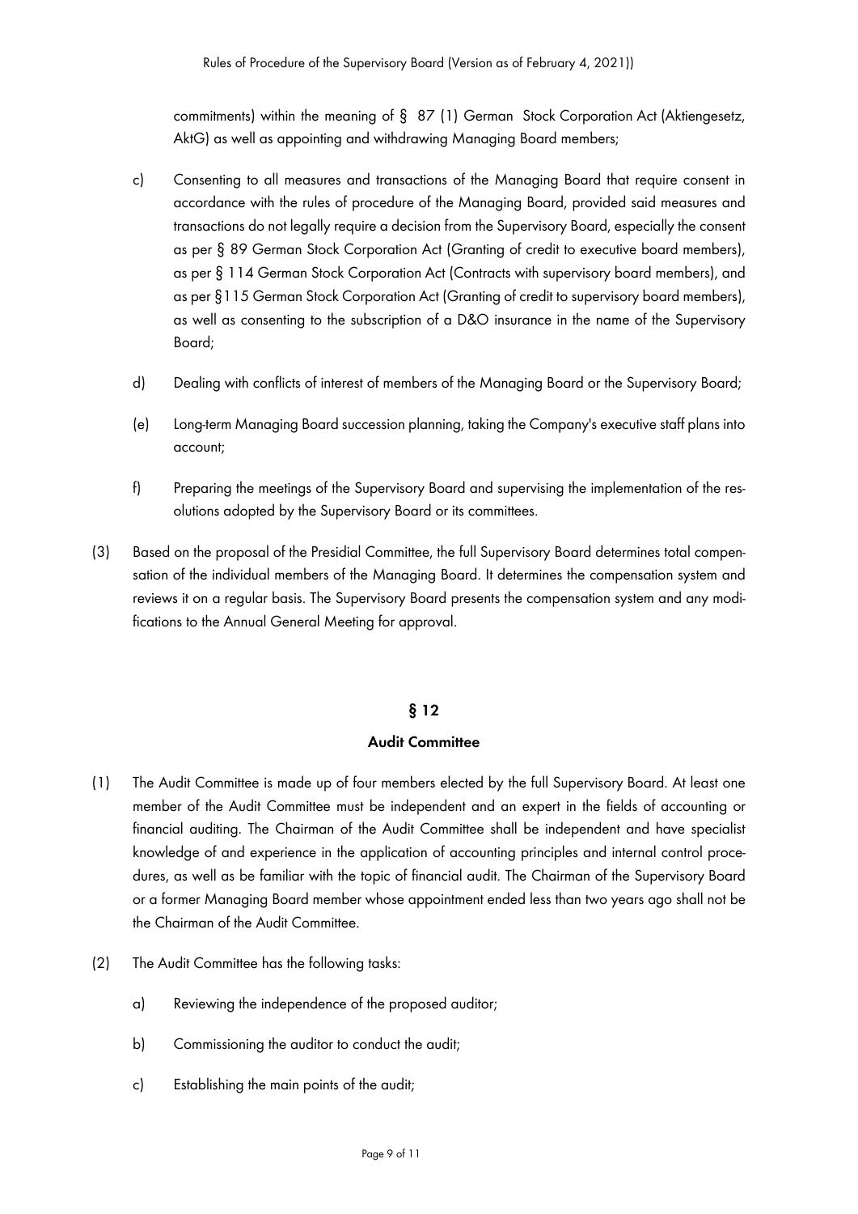commitments) within the meaning of § 87 (1) German Stock Corporation Act (Aktiengesetz, AktG) as well as appointing and withdrawing Managing Board members;

c) Consenting to all measures and transactions of the Managing Board that require consent in accordance with the rules of procedure of the Managing Board, provided said measures and transactions do not legally require a decision from the Supervisory Board, especially the consent as per § 89 German Stock Corporation Act (Granting of credit to executive board members), as per § 114 German Stock Corporation Act (Contracts with supervisory board members), and as per §115 German Stock Corporation Act (Granting of credit to supervisory board members), as well as consenting to the subscription of a D&O insurance in the name of the Supervisory Board;

d) Dealing with conflicts of interest of members of the Managing Board or the Supervisory Board;

(e) Long-term Managing Board succession planning, taking the Company's executive staff plans into account;

f) Preparing the meetings of the Supervisory Board and supervising the implementation of the resolutions adopted by the Supervisory Board or its committees.

(3) Based on the proposal of the Presidial Committee, the full Supervisory Board determines total compensation of the individual members of the Managing Board. It determines the compensation system and reviews it on a regular basis. The Supervisory Board presents the compensation system and any modifications to the Annual General Meeting for approval.

## § 12

## Audit Committee

(1) The Audit Committee is made up of four members elected by the full Supervisory Board. At least one member of the Audit Committee must be independent and an expert in the fields of accounting or financial auditing. The Chairman of the Audit Committee shall be independent and have specialist knowledge of and experience in the application of accounting principles and internal control procedures, as well as be familiar with the topic of financial audit. The Chairman of the Supervisory Board or a former Managing Board member whose appointment ended less than two years ago shall not be the Chairman of the Audit Committee.

(2) The Audit Committee has the following tasks:

a) Reviewing the independence of the proposed auditor;

b) Commissioning the auditor to conduct the audit;

c) Establishing the main points of the audit;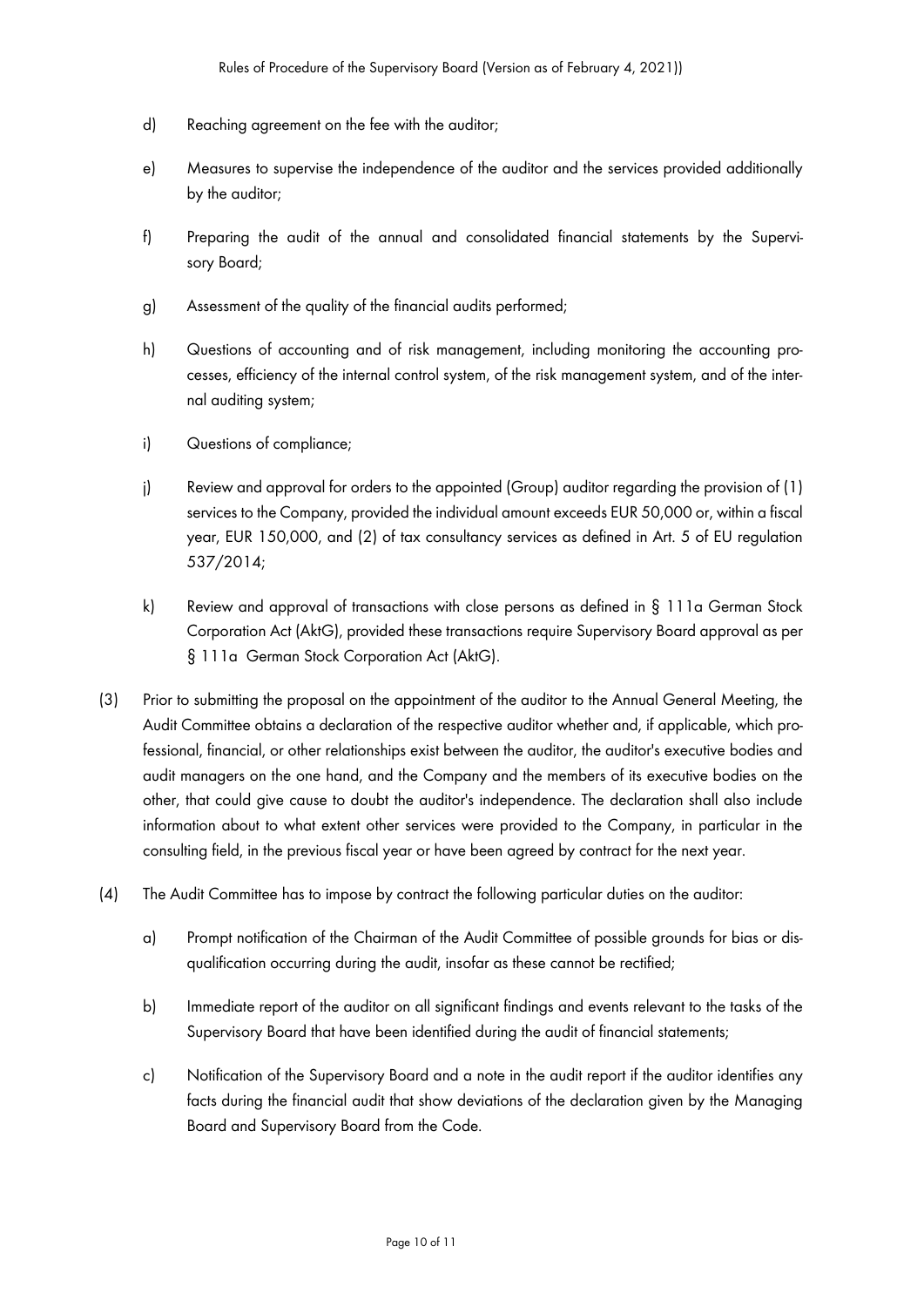d) Reaching agreement on the fee with the auditor;

e) Measures to supervise the independence of the auditor and the services provided additionally by the auditor;

f) Preparing the audit of the annual and consolidated financial statements by the Supervisory Board;

g) Assessment of the quality of the financial audits performed;

h) Questions of accounting and of risk management, including monitoring the accounting processes, efficiency of the internal control system, of the risk management system, and of the internal auditing system;

i) Questions of compliance;

j) Review and approval for orders to the appointed (Group) auditor regarding the provision of (1) services to the Company, provided the individual amount exceeds EUR 50,000 or, within a fiscal year, EUR 150,000, and (2) of tax consultancy services as defined in Art. 5 of EU regulation 537/2014;

k) Review and approval of transactions with close persons as defined in § 111a German Stock Corporation Act (AktG), provided these transactions require Supervisory Board approval as per § 111a German Stock Corporation Act (AktG).

(3) Prior to submitting the proposal on the appointment of the auditor to the Annual General Meeting, the Audit Committee obtains a declaration of the respective auditor whether and, if applicable, which professional, financial, or other relationships exist between the auditor, the auditor's executive bodies and audit managers on the one hand, and the Company and the members of its executive bodies on the other, that could give cause to doubt the auditor's independence. The declaration shall also include information about to what extent other services were provided to the Company, in particular in the consulting field, in the previous fiscal year or have been agreed by contract for the next year.

(4) The Audit Committee has to impose by contract the following particular duties on the auditor:

a) Prompt notification of the Chairman of the Audit Committee of possible grounds for bias or disqualification occurring during the audit, insofar as these cannot be rectified;

b) Immediate report of the auditor on all significant findings and events relevant to the tasks of the Supervisory Board that have been identified during the audit of financial statements;

c) Notification of the Supervisory Board and a note in the audit report if the auditor identifies any facts during the financial audit that show deviations of the declaration given by the Managing Board and Supervisory Board from the Code.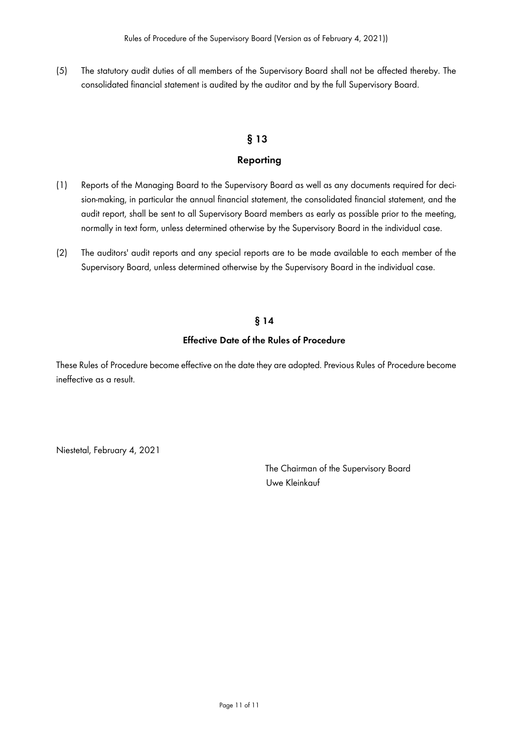(5) The statutory audit duties of all members of the Supervisory Board shall not be affected thereby. The consolidated financial statement is audited by the auditor and by the full Supervisory Board.

## § 13

## Reporting

(1) Reports of the Managing Board to the Supervisory Board as well as any documents required for decision-making, in particular the annual financial statement, the consolidated financial statement, and the audit report, shall be sent to all Supervisory Board members as early as possible prior to the meeting, normally in text form, unless determined otherwise by the Supervisory Board in the individual case.

(2) The auditors' audit reports and any special reports are to be made available to each member of the Supervisory Board, unless determined otherwise by the Supervisory Board in the individual case.

## § 14

## Effective Date of the Rules of Procedure

These Rules of Procedure become effective on the date they are adopted. Previous Rules of Procedure become ineffective as a result.

Niestetal, February 4, 2021

The Chairman of the Supervisory Board
Uwe Kleinkauf